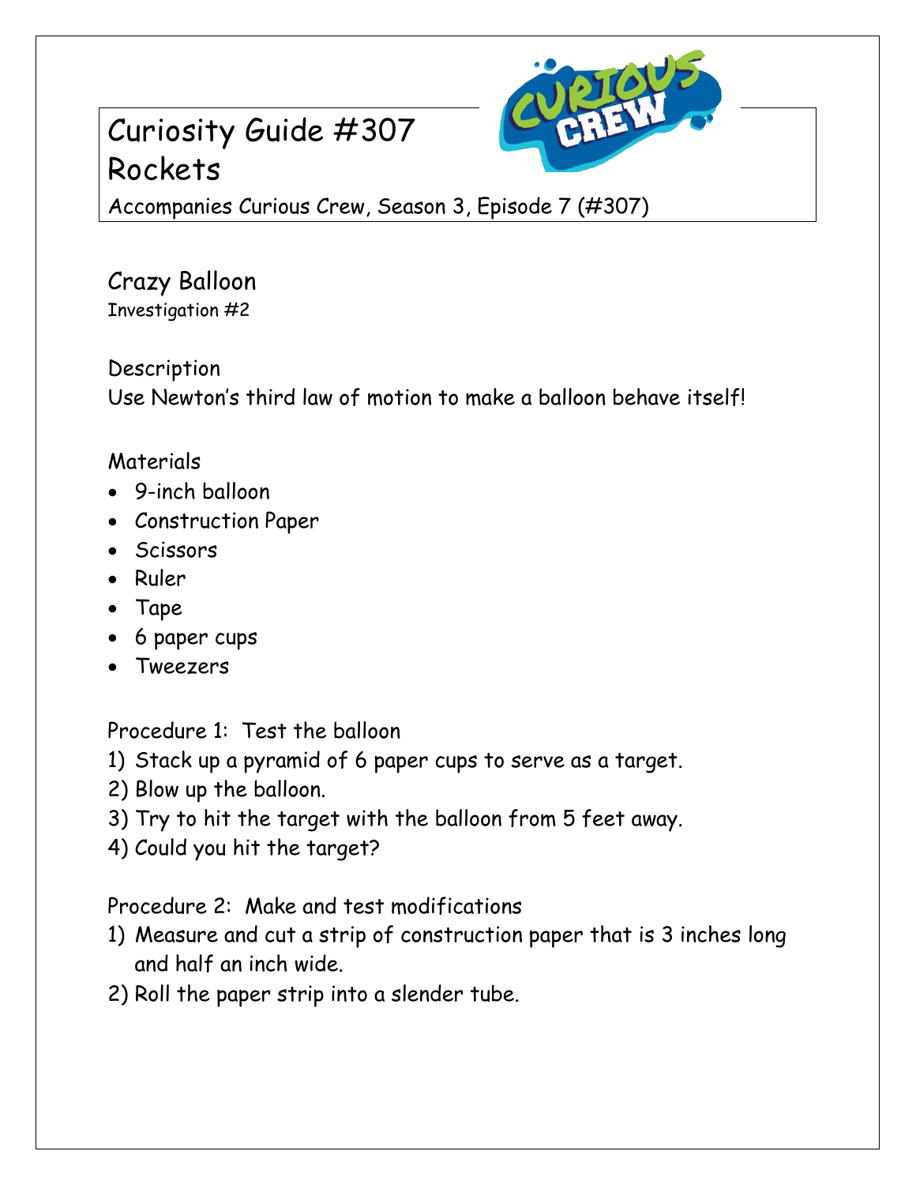# Curiosity Guide #307
# Rockets

Accompanies Curious Crew, Season 3, Episode 7 (#307)

## Crazy Balloon

Investigation #2

### Description

Use Newton's third law of motion to make a balloon behave itself!

### Materials

- 9-inch balloon
- Construction Paper
- Scissors
- Ruler
- Tape
- 6 paper cups
- Tweezers

### Procedure 1: Test the balloon

1) Stack up a pyramid of 6 paper cups to serve as a target.
2) Blow up the balloon.
3) Try to hit the target with the balloon from 5 feet away.
4) Could you hit the target?

### Procedure 2: Make and test modifications

1) Measure and cut a strip of construction paper that is 3 inches long and half an inch wide.
2) Roll the paper strip into a slender tube.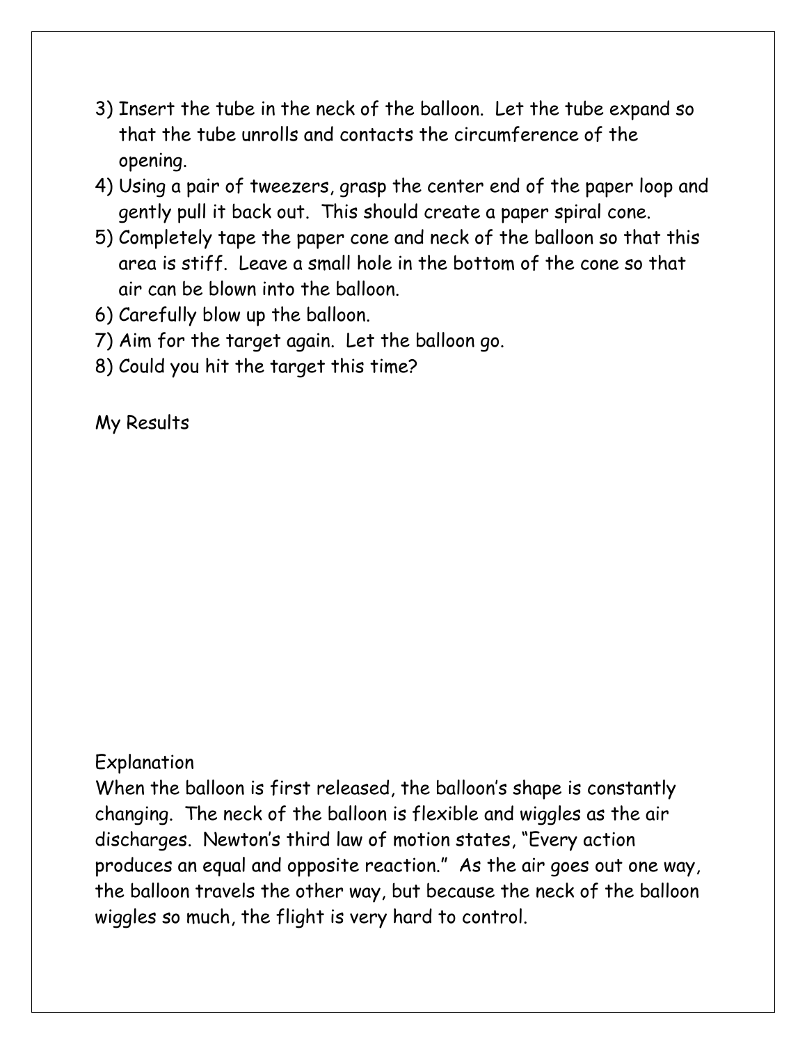3) Insert the tube in the neck of the balloon. Let the tube expand so that the tube unrolls and contacts the circumference of the opening.
4) Using a pair of tweezers, grasp the center end of the paper loop and gently pull it back out. This should create a paper spiral cone.
5) Completely tape the paper cone and neck of the balloon so that this area is stiff. Leave a small hole in the bottom of the cone so that air can be blown into the balloon.
6) Carefully blow up the balloon.
7) Aim for the target again. Let the balloon go.
8) Could you hit the target this time?

My Results

Explanation

When the balloon is first released, the balloon's shape is constantly changing. The neck of the balloon is flexible and wiggles as the air discharges. Newton's third law of motion states, "Every action produces an equal and opposite reaction." As the air goes out one way, the balloon travels the other way, but because the neck of the balloon wiggles so much, the flight is very hard to control.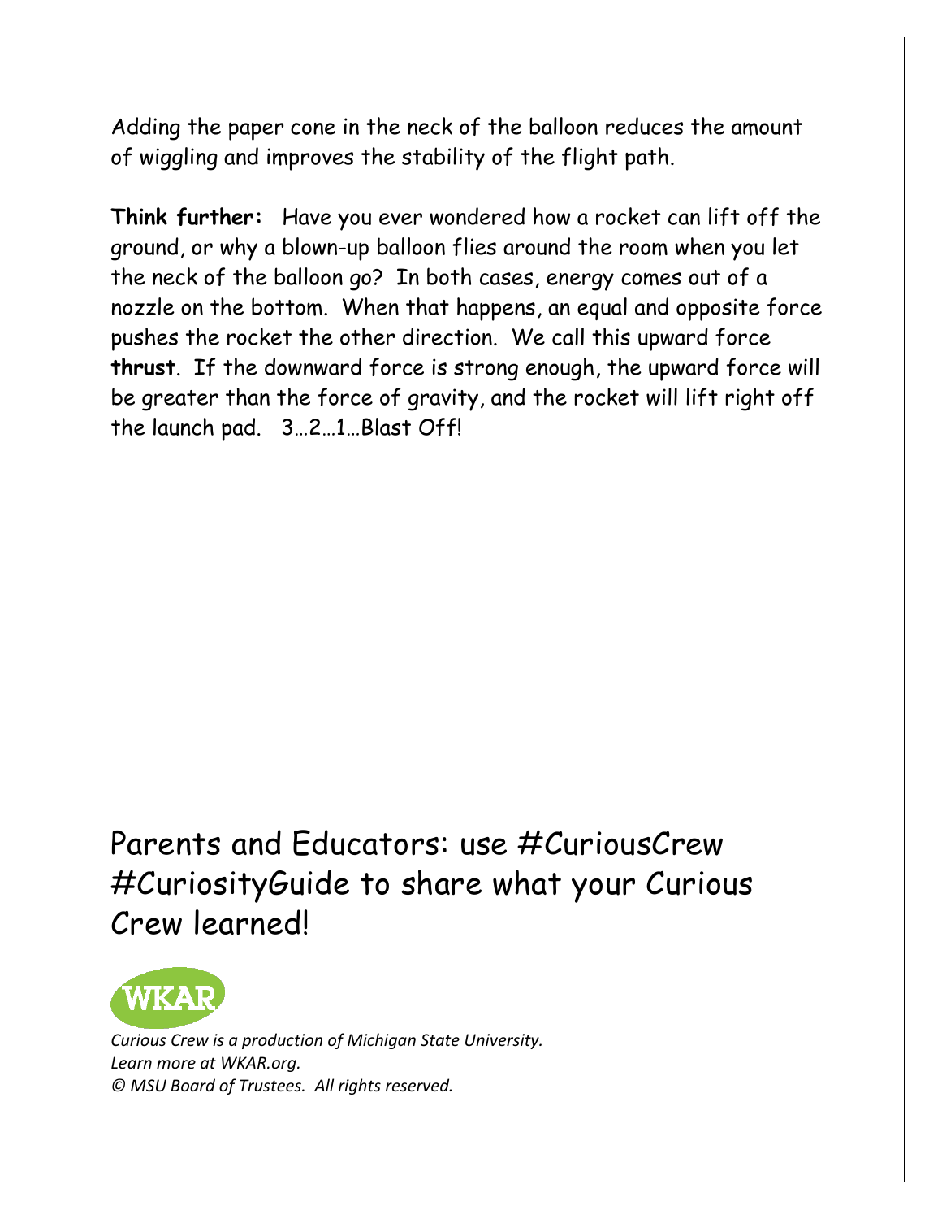Adding the paper cone in the neck of the balloon reduces the amount of wiggling and improves the stability of the flight path.

**Think further:** Have you ever wondered how a rocket can lift off the ground, or why a blown-up balloon flies around the room when you let the neck of the balloon go? In both cases, energy comes out of a nozzle on the bottom. When that happens, an equal and opposite force pushes the rocket the other direction. We call this upward force **thrust**. If the downward force is strong enough, the upward force will be greater than the force of gravity, and the rocket will lift right off the launch pad. 3…2…1…Blast Off!

## Parents and Educators: use #CuriousCrew #CuriosityGuide to share what your Curious Crew learned!

WKAR

*Curious Crew is a production of Michigan State University.*
*Learn more at WKAR.org.*
*© MSU Board of Trustees. All rights reserved.*